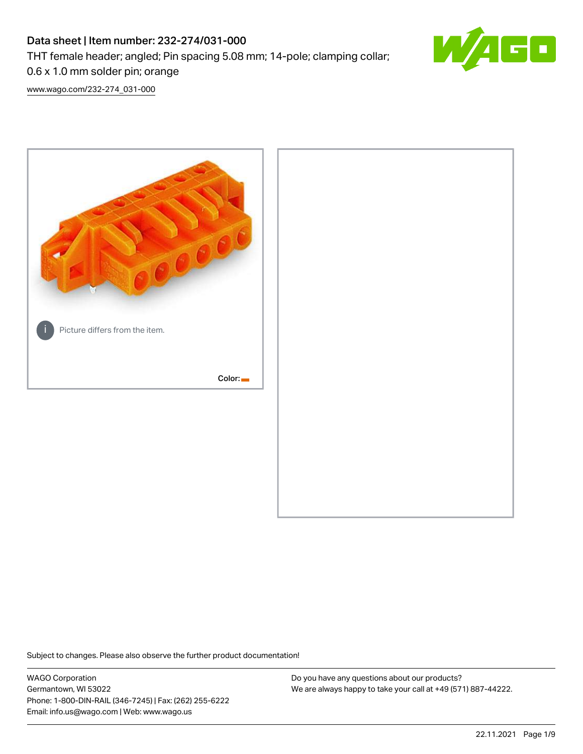# Data sheet | Item number: 232-274/031-000

THT female header; angled; Pin spacing 5.08 mm; 14-pole; clamping collar; 0.6 x 1.0 mm solder pin; orange

www.wago.com/232-274_031-000

Picture differs from the item.

Color:

Subject to changes. Please also observe the further product documentation!

WAGO Corporation
Germantown, WI 53022
Phone: 1-800-DIN-RAIL (346-7245) | Fax: (262) 255-6222
Email: info.us@wago.com | Web: www.wago.us

Do you have any questions about our products?
We are always happy to take your call at +49 (571) 887-44222.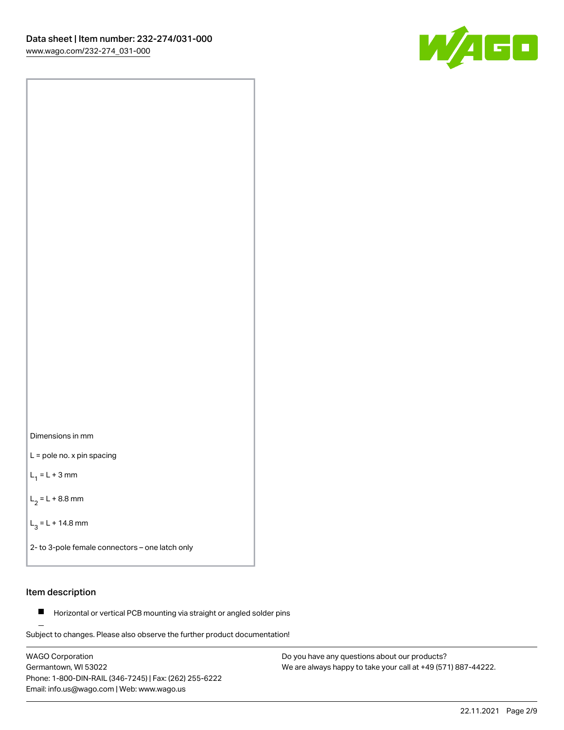Dimensions in mm

L = pole no. x pin spacing

$L_1$ = L + 3 mm

$L_2$ = L + 8.8 mm

$L_3$ = L + 14.8 mm

2- to 3-pole female connectors – one latch only

## Item description

- Horizontal or vertical PCB mounting via straight or angled solder pins

Subject to changes. Please also observe the further product documentation!

WAGO Corporation
Germantown, WI 53022
Phone: 1-800-DIN-RAIL (346-7245) | Fax: (262) 255-6222
Email: info.us@wago.com | Web: www.wago.us

Do you have any questions about our products?
We are always happy to take your call at +49 (571) 887-44222.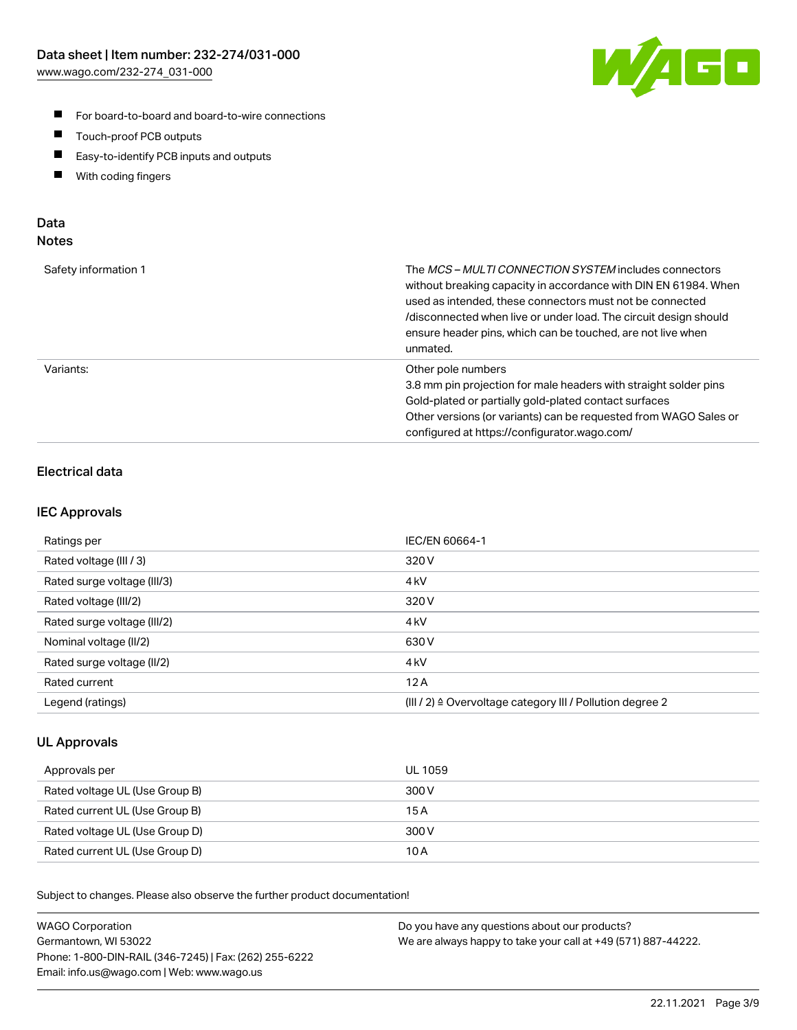- For board-to-board and board-to-wire connections
- Touch-proof PCB outputs
- Easy-to-identify PCB inputs and outputs
- With coding fingers

## Data
## Notes

| | |
|---|---|
| Safety information 1 | The *MCS – MULTI CONNECTION SYSTEM* includes connectors without breaking capacity in accordance with DIN EN 61984. When used as intended, these connectors must not be connected /disconnected when live or under load. The circuit design should ensure header pins, which can be touched, are not live when unmated. |
| Variants: | Other pole numbers<br>3.8 mm pin projection for male headers with straight solder pins<br>Gold-plated or partially gold-plated contact surfaces<br>Other versions (or variants) can be requested from WAGO Sales or configured at https://configurator.wago.com/ |

### Electrical data

### IEC Approvals

| | |
|---|---|
| Ratings per | IEC/EN 60664-1 |
| Rated voltage (III / 3) | 320 V |
| Rated surge voltage (III/3) | 4 kV |
| Rated voltage (III/2) | 320 V |
| Rated surge voltage (III/2) | 4 kV |
| Nominal voltage (II/2) | 630 V |
| Rated surge voltage (II/2) | 4 kV |
| Rated current | 12 A |
| Legend (ratings) | (III / 2) ≙ Overvoltage category III / Pollution degree 2 |

### UL Approvals

| | |
|---|---|
| Approvals per | UL 1059 |
| Rated voltage UL (Use Group B) | 300 V |
| Rated current UL (Use Group B) | 15 A |
| Rated voltage UL (Use Group D) | 300 V |
| Rated current UL (Use Group D) | 10 A |

Subject to changes. Please also observe the further product documentation!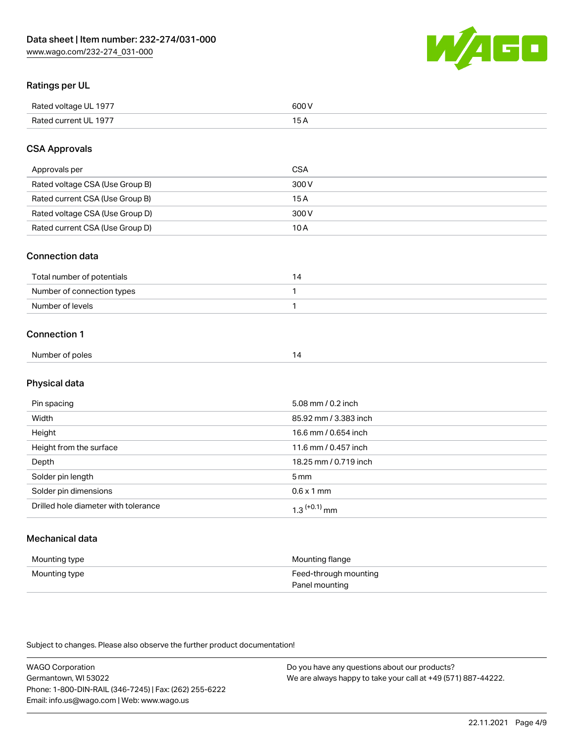## Ratings per UL

| | |
|---|---|
| Rated voltage UL 1977 | 600 V |
| Rated current UL 1977 | 15 A |

## CSA Approvals

| | |
|---|---|
| Approvals per | CSA |
| Rated voltage CSA (Use Group B) | 300 V |
| Rated current CSA (Use Group B) | 15 A |
| Rated voltage CSA (Use Group D) | 300 V |
| Rated current CSA (Use Group D) | 10 A |

## Connection data

| | |
|---|---|
| Total number of potentials | 14 |
| Number of connection types | 1 |
| Number of levels | 1 |

## Connection 1

| | |
|---|---|
| Number of poles | 14 |

## Physical data

| | |
|---|---|
| Pin spacing | 5.08 mm / 0.2 inch |
| Width | 85.92 mm / 3.383 inch |
| Height | 16.6 mm / 0.654 inch |
| Height from the surface | 11.6 mm / 0.457 inch |
| Depth | 18.25 mm / 0.719 inch |
| Solder pin length | 5 mm |
| Solder pin dimensions | 0.6 x 1 mm |
| Drilled hole diameter with tolerance | $1.3^{(+0.1)}$ mm |

## Mechanical data

| | |
|---|---|
| Mounting type | Mounting flange |
| Mounting type | Feed-through mounting<br>Panel mounting |

Subject to changes. Please also observe the further product documentation!

WAGO Corporation
Germantown, WI 53022
Phone: 1-800-DIN-RAIL (346-7245) | Fax: (262) 255-6222
Email: info.us@wago.com | Web: www.wago.us

Do you have any questions about our products?
We are always happy to take your call at +49 (571) 887-44222.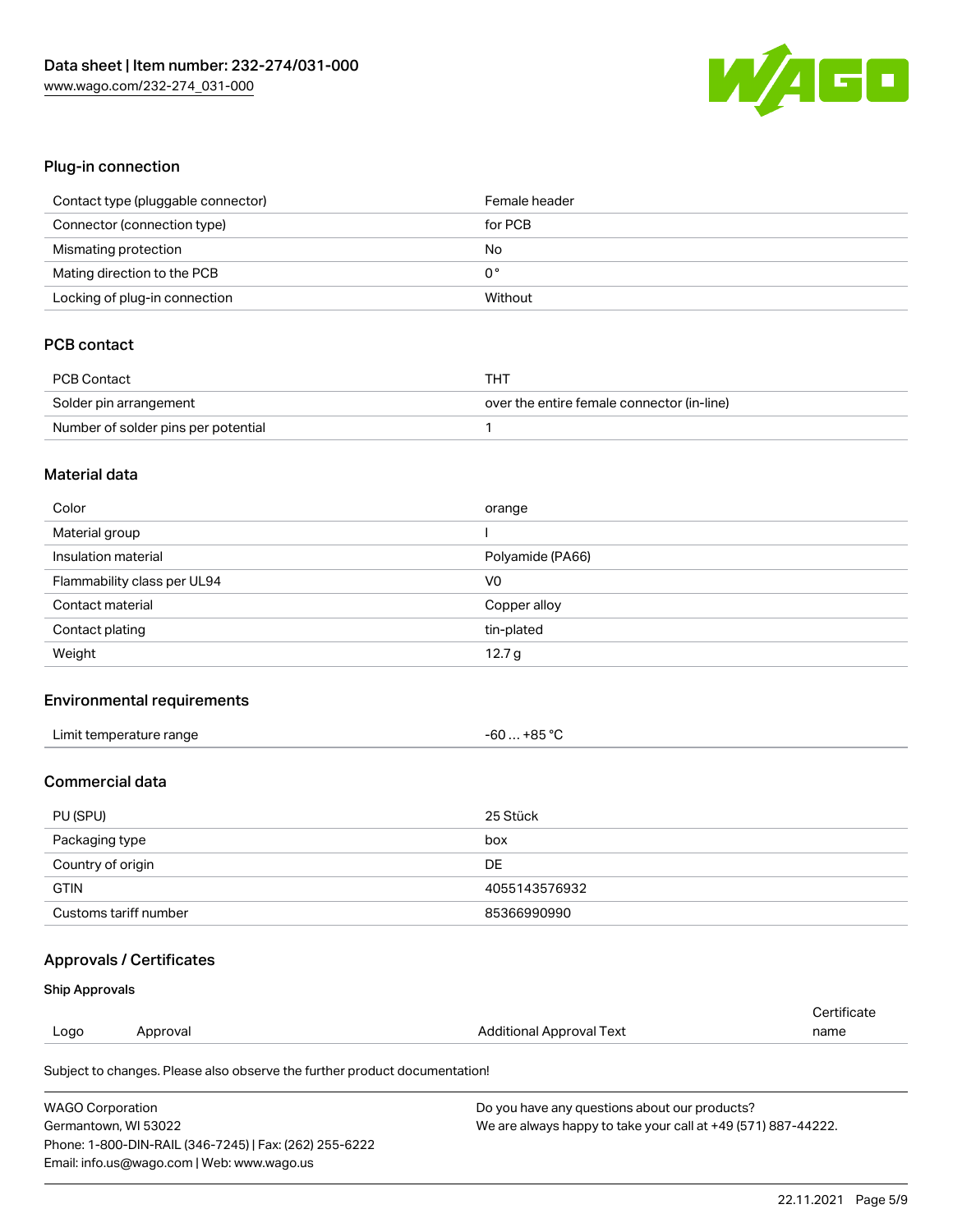### Plug-in connection

| Contact type (pluggable connector) | Female header |
| --- | --- |
| Connector (connection type) | for PCB |
| Mismating protection | No |
| Mating direction to the PCB | 0 ° |
| Locking of plug-in connection | Without |

### PCB contact

| PCB Contact | THT |
| --- | --- |
| Solder pin arrangement | over the entire female connector (in-line) |
| Number of solder pins per potential | 1 |

### Material data

| Color | orange |
| --- | --- |
| Material group | I |
| Insulation material | Polyamide (PA66) |
| Flammability class per UL94 | V0 |
| Contact material | Copper alloy |
| Contact plating | tin-plated |
| Weight | 12.7 g |

### Environmental requirements

| Limit temperature range | -60 … +85 °C |
| --- | --- |

### Commercial data

| PU (SPU) | 25 Stück |
| --- | --- |
| Packaging type | box |
| Country of origin | DE |
| GTIN | 4055143576932 |
| Customs tariff number | 85366990990 |

### Approvals / Certificates

#### Ship Approvals

| Logo | Approval | Additional Approval Text | Certificate name |
| --- | --- | --- | --- |

Subject to changes. Please also observe the further product documentation!

WAGO Corporation
Germantown, WI 53022
Phone: 1-800-DIN-RAIL (346-7245) | Fax: (262) 255-6222
Email: info.us@wago.com | Web: www.wago.us

Do you have any questions about our products?
We are always happy to take your call at +49 (571) 887-44222.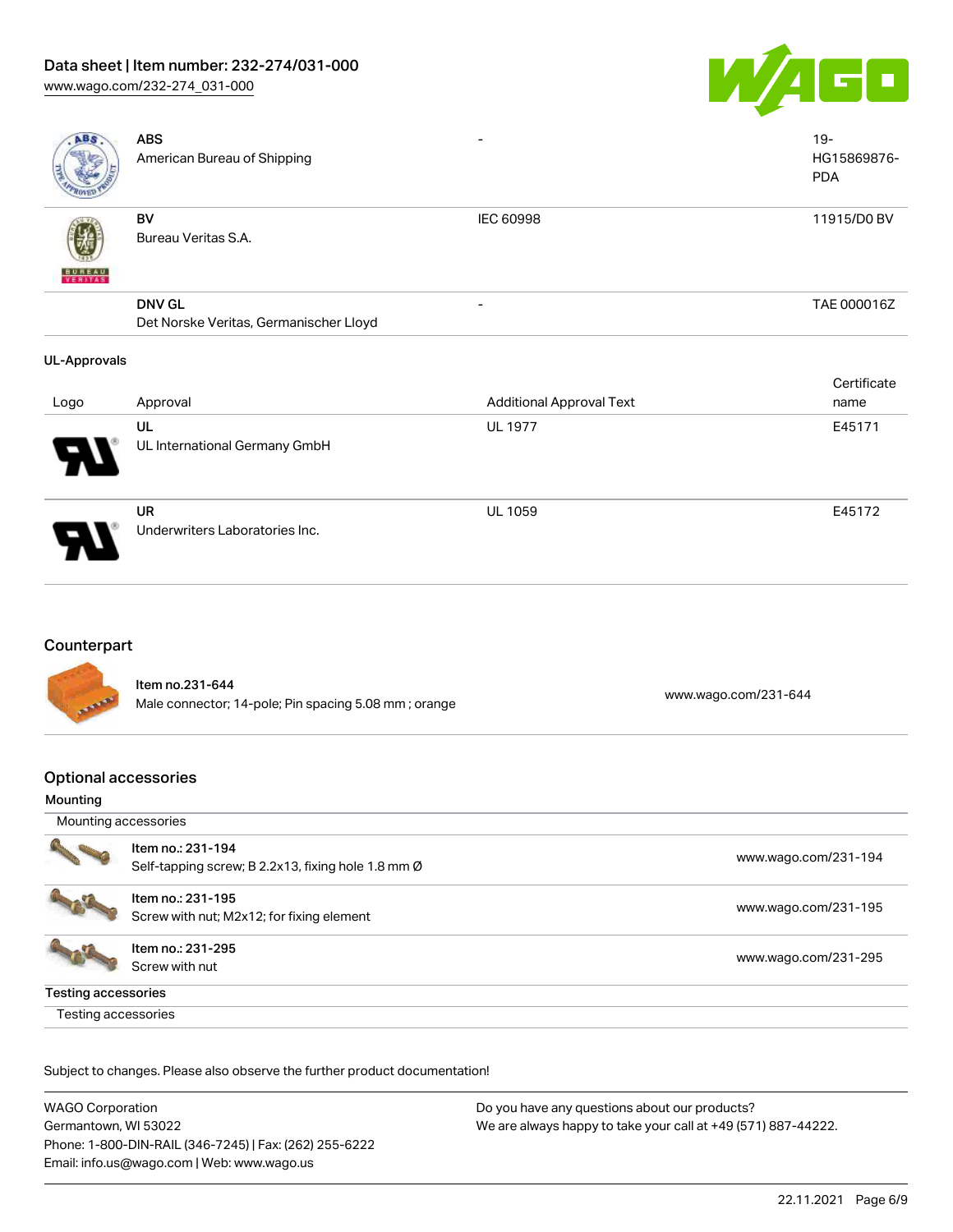| | | | |
|---|---|---|---|
| | **ABS**<br>American Bureau of Shipping | - | 19-HG15869876-PDA |
| | **BV**<br>Bureau Veritas S.A. | IEC 60998 | 11915/D0 BV |
| | **DNV GL**<br>Det Norske Veritas, Germanischer Lloyd | - | TAE 000016Z |

**UL-Approvals**

| Logo | Approval | Additional Approval Text | Certificate name |
|---|---|---|---|
| | **UL**<br>UL International Germany GmbH | UL 1977 | E45171 |
| | **UR**<br>Underwriters Laboratories Inc. | UL 1059 | E45172 |

## Counterpart

| | | |
|---|---|---|
| | **Item no.231-644**<br>Male connector; 14-pole; Pin spacing 5.08 mm ; orange | www.wago.com/231-644 |

## Optional accessories

**Mounting**

| Mounting accessories | | |
|---|---|---|
| | **Item no.: 231-194**<br>Self-tapping screw; B 2.2x13, fixing hole 1.8 mm Ø | www.wago.com/231-194 |
| | **Item no.: 231-195**<br>Screw with nut; M2x12; for fixing element | www.wago.com/231-195 |
| | **Item no.: 231-295**<br>Screw with nut | www.wago.com/231-295 |

**Testing accessories**

Testing accessories

Subject to changes. Please also observe the further product documentation!

WAGO Corporation
Germantown, WI 53022
Phone: 1-800-DIN-RAIL (346-7245) | Fax: (262) 255-6222
Email: info.us@wago.com | Web: www.wago.us

Do you have any questions about our products?
We are always happy to take your call at +49 (571) 887-44222.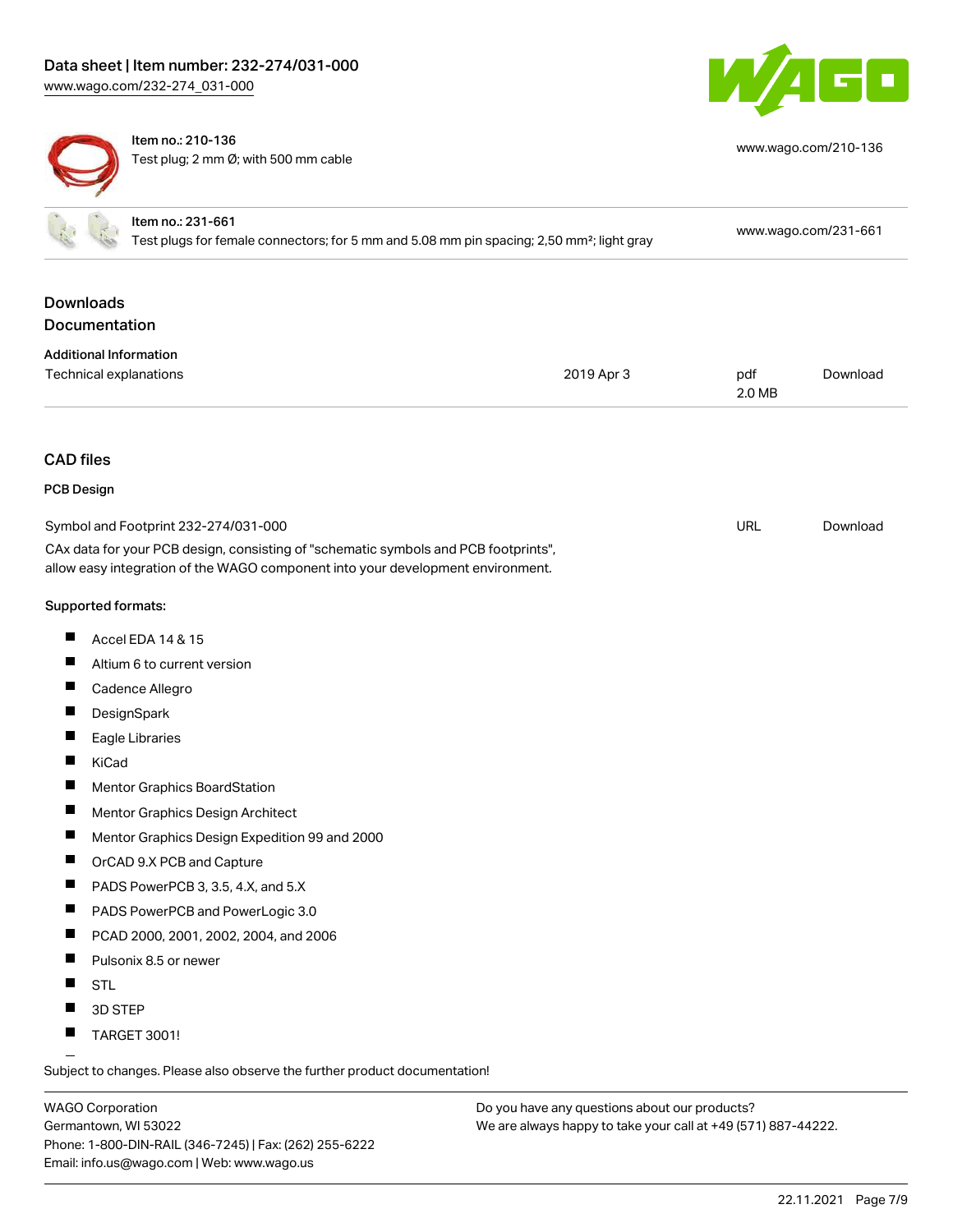| Item no.: 210-136<br>Test plug; 2 mm Ø; with 500 mm cable | www.wago.com/210-136 |
| --- | --- |
| Item no.: 231-661<br>Test plugs for female connectors; for 5 mm and 5.08 mm pin spacing; 2,50 mm²; light gray | www.wago.com/231-661 |

## Downloads

### Documentation

**Additional Information**

| Technical explanations | 2019 Apr 3 | pdf<br>2.0 MB | Download |
| --- | --- | --- | --- |

## CAD files

### PCB Design

| Symbol and Footprint 232-274/031-000 | URL | Download |
| --- | --- | --- |

CAx data for your PCB design, consisting of "schematic symbols and PCB footprints", allow easy integration of the WAGO component into your development environment.

**Supported formats:**

- Accel EDA 14 & 15
- Altium 6 to current version
- Cadence Allegro
- DesignSpark
- Eagle Libraries
- KiCad
- Mentor Graphics BoardStation
- Mentor Graphics Design Architect
- Mentor Graphics Design Expedition 99 and 2000
- OrCAD 9.X PCB and Capture
- PADS PowerPCB 3, 3.5, 4.X, and 5.X
- PADS PowerPCB and PowerLogic 3.0
- PCAD 2000, 2001, 2002, 2004, and 2006
- Pulsonix 8.5 or newer
- STL
- 3D STEP
- TARGET 3001!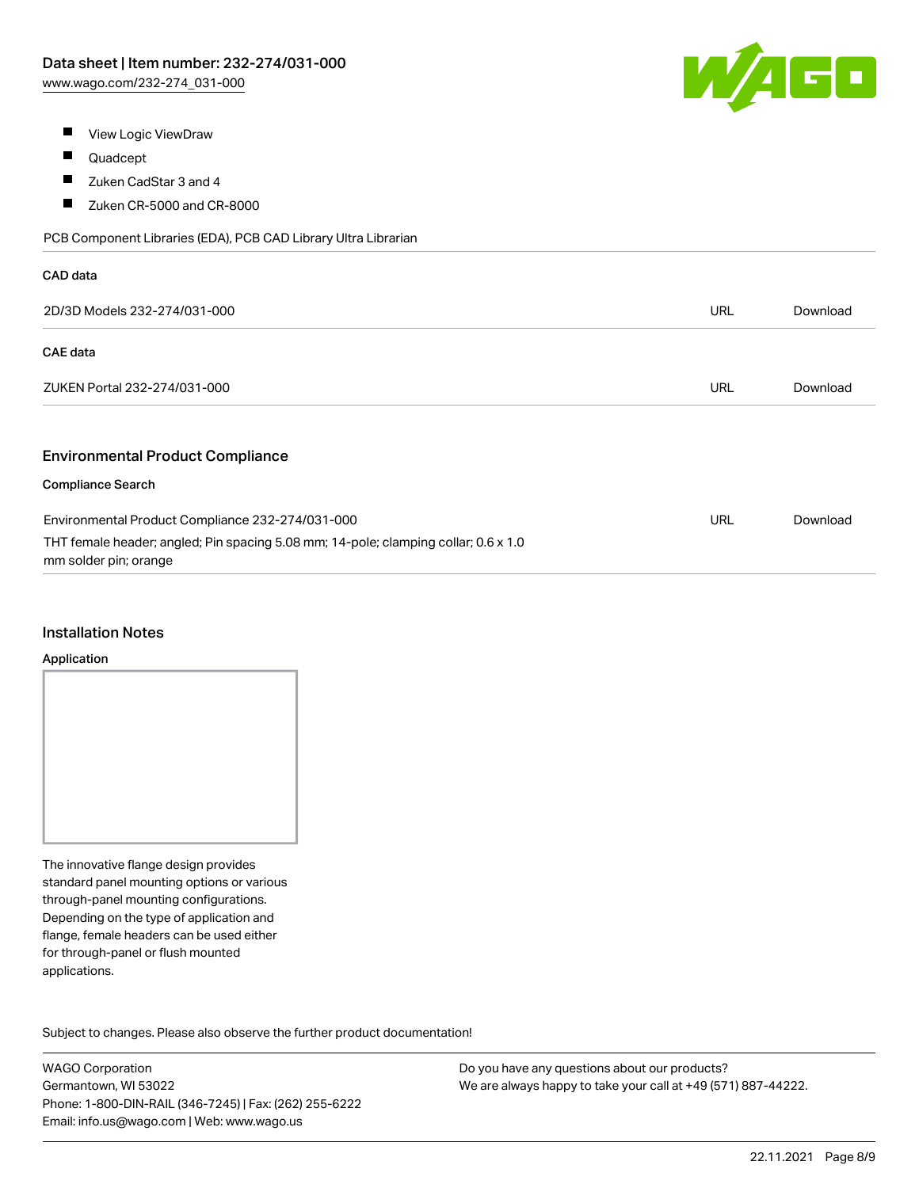- View Logic ViewDraw
- Quadcept
- Zuken CadStar 3 and 4
- Zuken CR-5000 and CR-8000

PCB Component Libraries (EDA), PCB CAD Library Ultra Librarian

**CAD data**

| | | |
|---|---|---|
| 2D/3D Models 232-274/031-000 | URL | Download |

**CAE data**

| | | |
|---|---|---|
| ZUKEN Portal 232-274/031-000 | URL | Download |

## Environmental Product Compliance

**Compliance Search**

| | | |
|---|---|---|
| Environmental Product Compliance 232-274/031-000<br>THT female header; angled; Pin spacing 5.08 mm; 14-pole; clamping collar; 0.6 x 1.0 mm solder pin; orange | URL | Download |

## Installation Notes

**Application**

The innovative flange design provides standard panel mounting options or various through-panel mounting configurations. Depending on the type of application and flange, female headers can be used either for through-panel or flush mounted applications.

Subject to changes. Please also observe the further product documentation!

WAGO Corporation
Germantown, WI 53022
Phone: 1-800-DIN-RAIL (346-7245) | Fax: (262) 255-6222
Email: info.us@wago.com | Web: www.wago.us

Do you have any questions about our products?
We are always happy to take your call at +49 (571) 887-44222.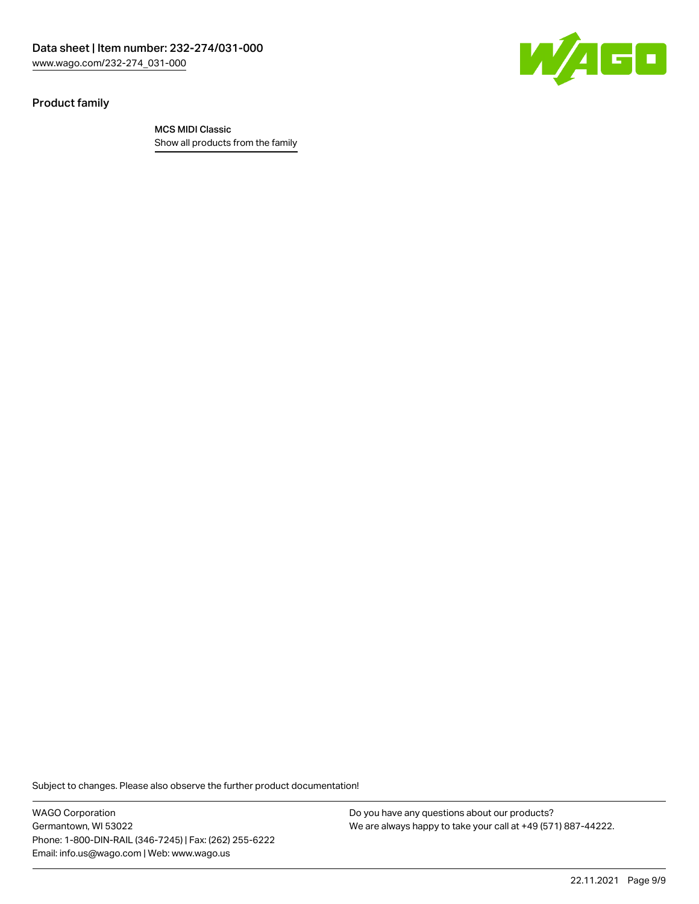## Product family

MCS MIDI Classic
Show all products from the family

Subject to changes. Please also observe the further product documentation!

WAGO Corporation
Germantown, WI 53022
Phone: 1-800-DIN-RAIL (346-7245) | Fax: (262) 255-6222
Email: info.us@wago.com | Web: www.wago.us

Do you have any questions about our products?
We are always happy to take your call at +49 (571) 887-44222.